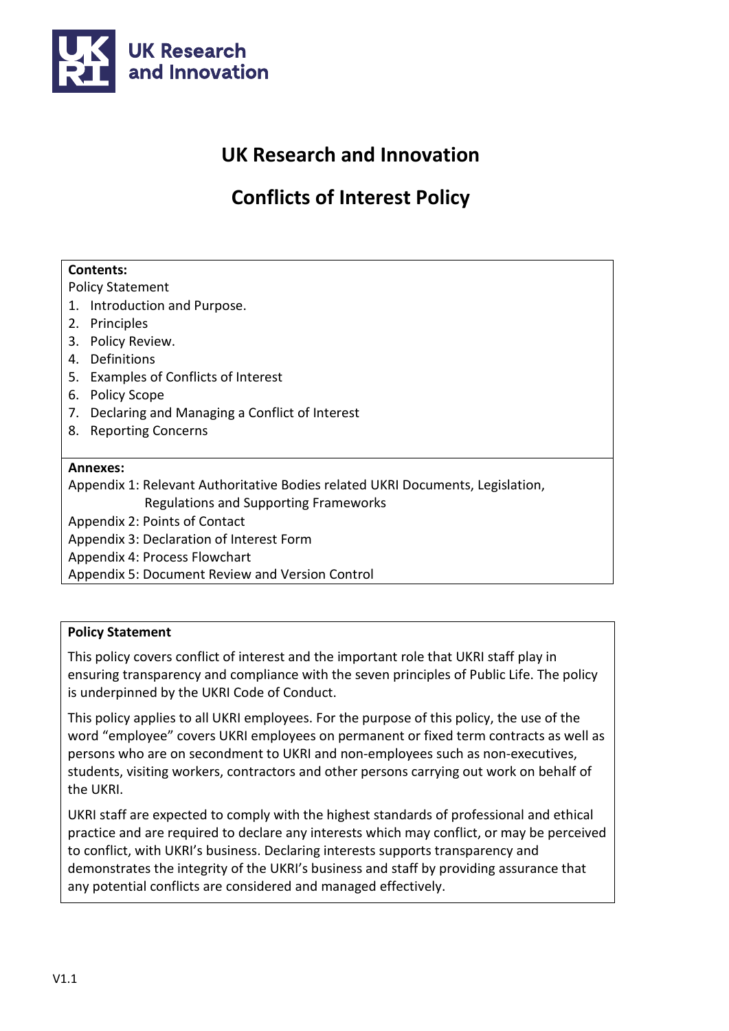UK Research and Innovation

# UK Research and Innovation

# Conflicts of Interest Policy

**Contents:**

Policy Statement

1. Introduction and Purpose.
2. Principles
3. Policy Review.
4. Definitions
5. Examples of Conflicts of Interest
6. Policy Scope
7. Declaring and Managing a Conflict of Interest
8. Reporting Concerns

**Annexes:**

Appendix 1: Relevant Authoritative Bodies related UKRI Documents, Legislation, Regulations and Supporting Frameworks
Appendix 2: Points of Contact
Appendix 3: Declaration of Interest Form
Appendix 4: Process Flowchart
Appendix 5: Document Review and Version Control

**Policy Statement**

This policy covers conflict of interest and the important role that UKRI staff play in ensuring transparency and compliance with the seven principles of Public Life. The policy is underpinned by the UKRI Code of Conduct.

This policy applies to all UKRI employees. For the purpose of this policy, the use of the word "employee" covers UKRI employees on permanent or fixed term contracts as well as persons who are on secondment to UKRI and non-employees such as non-executives, students, visiting workers, contractors and other persons carrying out work on behalf of the UKRI.

UKRI staff are expected to comply with the highest standards of professional and ethical practice and are required to declare any interests which may conflict, or may be perceived to conflict, with UKRI's business. Declaring interests supports transparency and demonstrates the integrity of the UKRI's business and staff by providing assurance that any potential conflicts are considered and managed effectively.

V1.1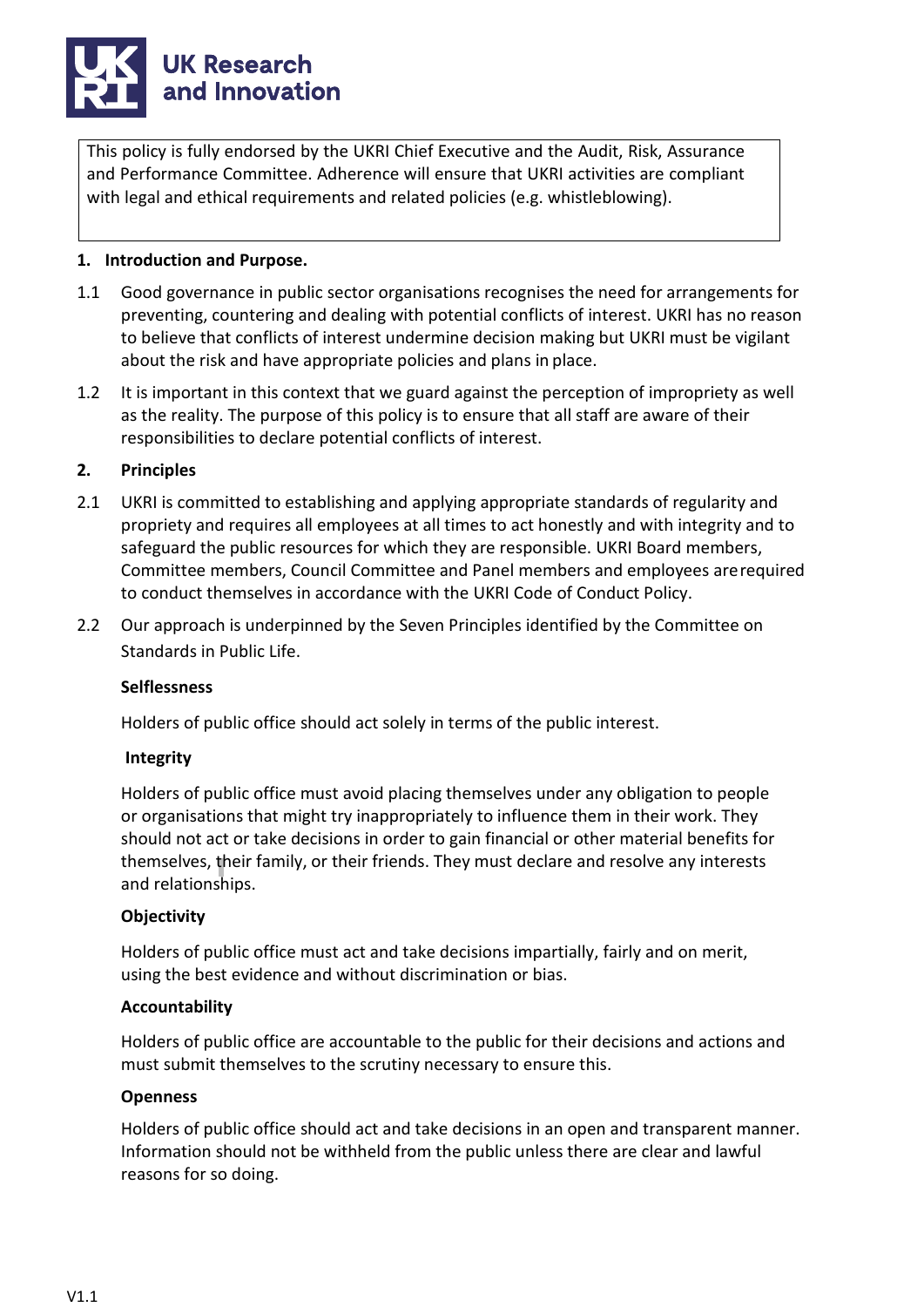This policy is fully endorsed by the UKRI Chief Executive and the Audit, Risk, Assurance and Performance Committee. Adherence will ensure that UKRI activities are compliant with legal and ethical requirements and related policies (e.g. whistleblowing).

## 1. Introduction and Purpose.

1.1 Good governance in public sector organisations recognises the need for arrangements for preventing, countering and dealing with potential conflicts of interest. UKRI has no reason to believe that conflicts of interest undermine decision making but UKRI must be vigilant about the risk and have appropriate policies and plans in place.

1.2 It is important in this context that we guard against the perception of impropriety as well as the reality. The purpose of this policy is to ensure that all staff are aware of their responsibilities to declare potential conflicts of interest.

## 2. Principles

2.1 UKRI is committed to establishing and applying appropriate standards of regularity and propriety and requires all employees at all times to act honestly and with integrity and to safeguard the public resources for which they are responsible. UKRI Board members, Committee members, Council Committee and Panel members and employees are required to conduct themselves in accordance with the UKRI Code of Conduct Policy.

2.2 Our approach is underpinned by the Seven Principles identified by the Committee on Standards in Public Life.

**Selflessness**

Holders of public office should act solely in terms of the public interest.

**Integrity**

Holders of public office must avoid placing themselves under any obligation to people or organisations that might try inappropriately to influence them in their work. They should not act or take decisions in order to gain financial or other material benefits for themselves, their family, or their friends. They must declare and resolve any interests and relationships.

**Objectivity**

Holders of public office must act and take decisions impartially, fairly and on merit, using the best evidence and without discrimination or bias.

**Accountability**

Holders of public office are accountable to the public for their decisions and actions and must submit themselves to the scrutiny necessary to ensure this.

**Openness**

Holders of public office should act and take decisions in an open and transparent manner. Information should not be withheld from the public unless there are clear and lawful reasons for so doing.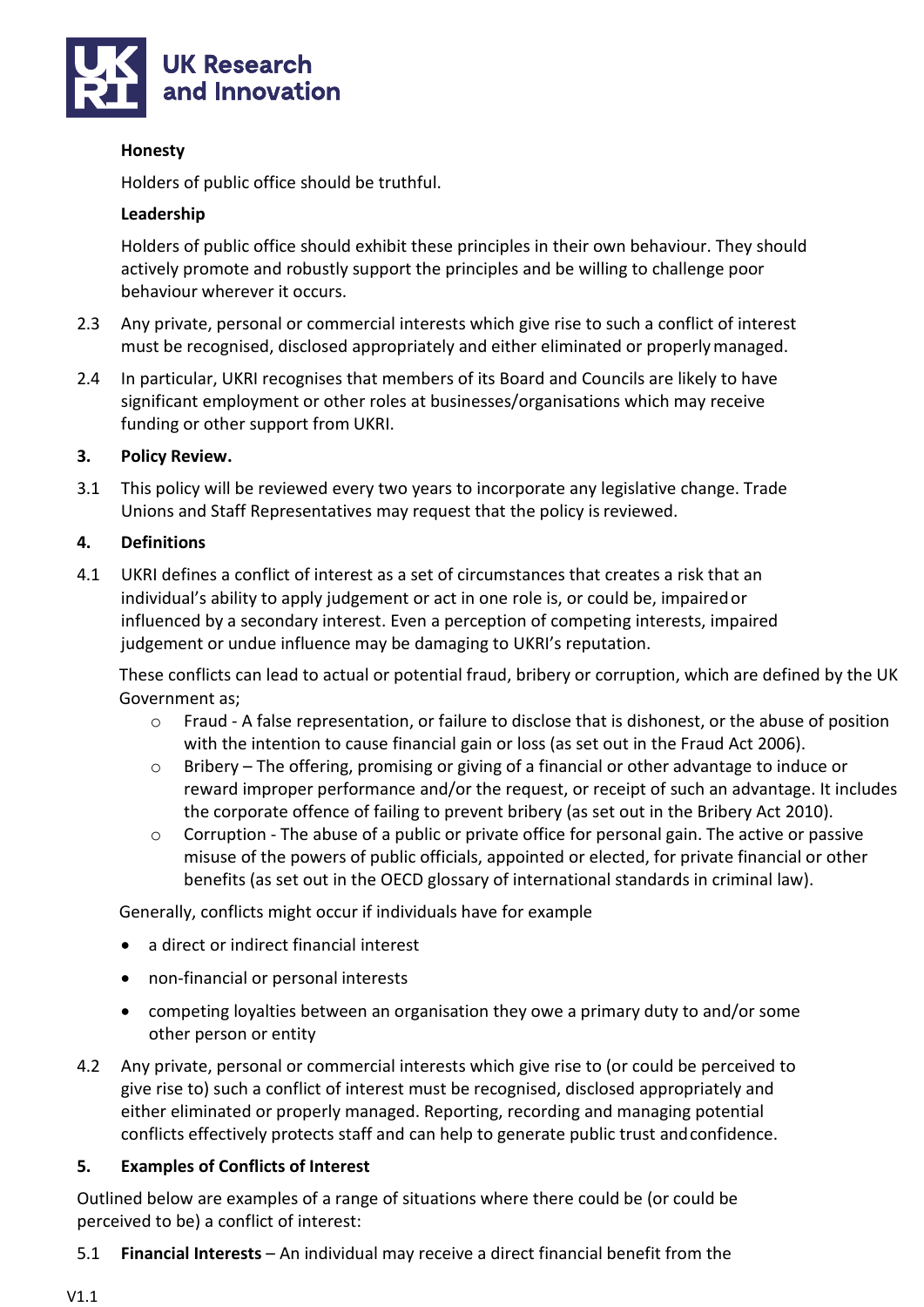**Honesty**

Holders of public office should be truthful.

**Leadership**

Holders of public office should exhibit these principles in their own behaviour. They should actively promote and robustly support the principles and be willing to challenge poor behaviour wherever it occurs.

2.3 Any private, personal or commercial interests which give rise to such a conflict of interest must be recognised, disclosed appropriately and either eliminated or properly managed.

2.4 In particular, UKRI recognises that members of its Board and Councils are likely to have significant employment or other roles at businesses/organisations which may receive funding or other support from UKRI.

## 3. Policy Review.

3.1 This policy will be reviewed every two years to incorporate any legislative change. Trade Unions and Staff Representatives may request that the policy is reviewed.

## 4. Definitions

4.1 UKRI defines a conflict of interest as a set of circumstances that creates a risk that an individual's ability to apply judgement or act in one role is, or could be, impaired or influenced by a secondary interest. Even a perception of competing interests, impaired judgement or undue influence may be damaging to UKRI's reputation.

These conflicts can lead to actual or potential fraud, bribery or corruption, which are defined by the UK Government as;

- Fraud - A false representation, or failure to disclose that is dishonest, or the abuse of position with the intention to cause financial gain or loss (as set out in the Fraud Act 2006).
- Bribery – The offering, promising or giving of a financial or other advantage to induce or reward improper performance and/or the request, or receipt of such an advantage. It includes the corporate offence of failing to prevent bribery (as set out in the Bribery Act 2010).
- Corruption - The abuse of a public or private office for personal gain. The active or passive misuse of the powers of public officials, appointed or elected, for private financial or other benefits (as set out in the OECD glossary of international standards in criminal law).

Generally, conflicts might occur if individuals have for example

- a direct or indirect financial interest
- non-financial or personal interests
- competing loyalties between an organisation they owe a primary duty to and/or some other person or entity

4.2 Any private, personal or commercial interests which give rise to (or could be perceived to give rise to) such a conflict of interest must be recognised, disclosed appropriately and either eliminated or properly managed. Reporting, recording and managing potential conflicts effectively protects staff and can help to generate public trust and confidence.

## 5. Examples of Conflicts of Interest

Outlined below are examples of a range of situations where there could be (or could be perceived to be) a conflict of interest:

5.1 **Financial Interests** – An individual may receive a direct financial benefit from the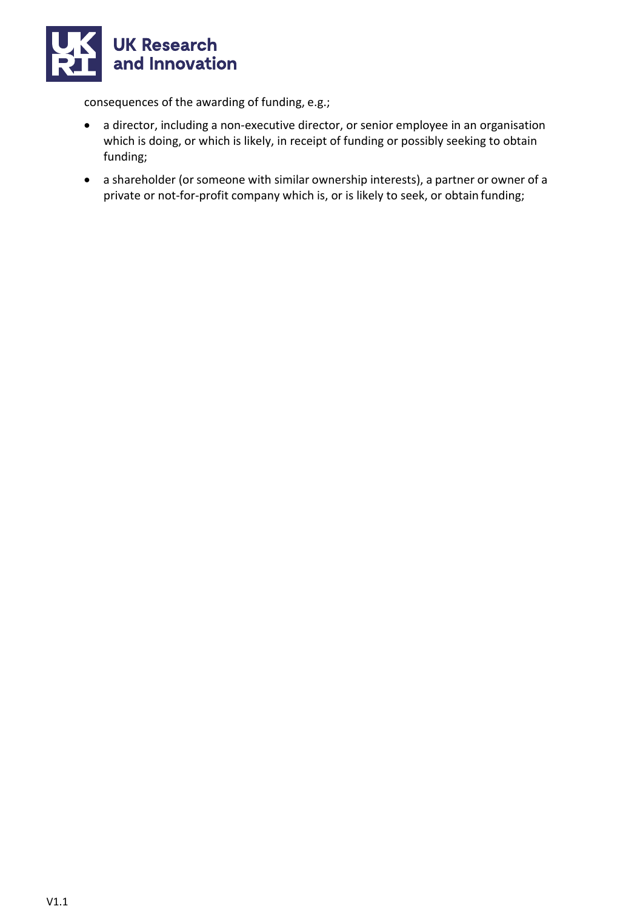consequences of the awarding of funding, e.g.;

- a director, including a non-executive director, or senior employee in an organisation which is doing, or which is likely, in receipt of funding or possibly seeking to obtain funding;
- a shareholder (or someone with similar ownership interests), a partner or owner of a private or not-for-profit company which is, or is likely to seek, or obtain funding;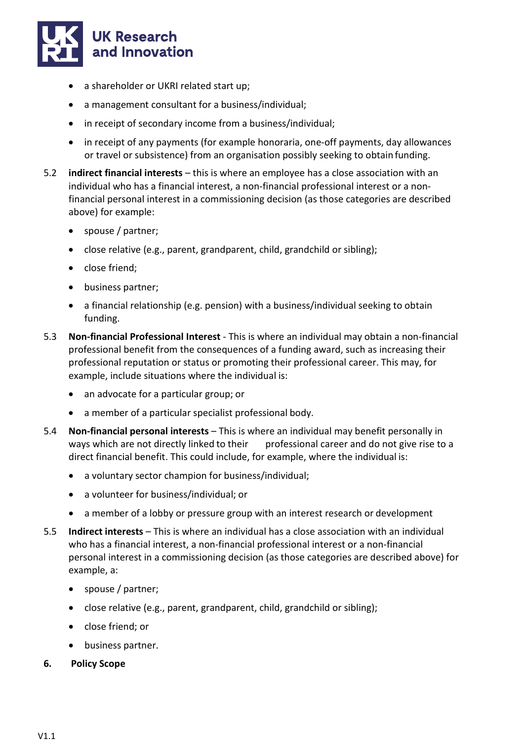- a shareholder or UKRI related start up;
- a management consultant for a business/individual;
- in receipt of secondary income from a business/individual;
- in receipt of any payments (for example honoraria, one-off payments, day allowances or travel or subsistence) from an organisation possibly seeking to obtain funding.

5.2 **indirect financial interests** – this is where an employee has a close association with an individual who has a financial interest, a non-financial professional interest or a non-financial personal interest in a commissioning decision (as those categories are described above) for example:

- spouse / partner;
- close relative (e.g., parent, grandparent, child, grandchild or sibling);
- close friend;
- business partner;
- a financial relationship (e.g. pension) with a business/individual seeking to obtain funding.

5.3 **Non-financial Professional Interest** - This is where an individual may obtain a non-financial professional benefit from the consequences of a funding award, such as increasing their professional reputation or status or promoting their professional career. This may, for example, include situations where the individual is:

- an advocate for a particular group; or
- a member of a particular specialist professional body.

5.4 **Non-financial personal interests** – This is where an individual may benefit personally in ways which are not directly linked to their professional career and do not give rise to a direct financial benefit. This could include, for example, where the individual is:

- a voluntary sector champion for business/individual;
- a volunteer for business/individual; or
- a member of a lobby or pressure group with an interest research or development

5.5 **Indirect interests** – This is where an individual has a close association with an individual who has a financial interest, a non-financial professional interest or a non-financial personal interest in a commissioning decision (as those categories are described above) for example, a:

- spouse / partner;
- close relative (e.g., parent, grandparent, child, grandchild or sibling);
- close friend; or
- business partner.

## 6. Policy Scope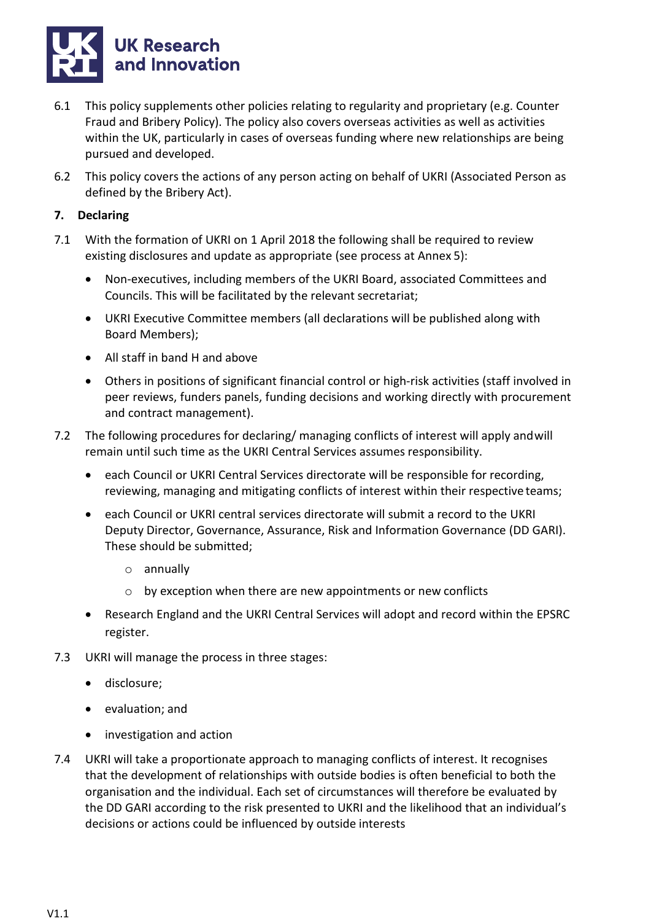6.1 This policy supplements other policies relating to regularity and proprietary (e.g. Counter Fraud and Bribery Policy). The policy also covers overseas activities as well as activities within the UK, particularly in cases of overseas funding where new relationships are being pursued and developed.

6.2 This policy covers the actions of any person acting on behalf of UKRI (Associated Person as defined by the Bribery Act).

## 7. Declaring

7.1 With the formation of UKRI on 1 April 2018 the following shall be required to review existing disclosures and update as appropriate (see process at Annex 5):

- Non-executives, including members of the UKRI Board, associated Committees and Councils. This will be facilitated by the relevant secretariat;
- UKRI Executive Committee members (all declarations will be published along with Board Members);
- All staff in band H and above
- Others in positions of significant financial control or high-risk activities (staff involved in peer reviews, funders panels, funding decisions and working directly with procurement and contract management).

7.2 The following procedures for declaring/ managing conflicts of interest will apply andwill remain until such time as the UKRI Central Services assumes responsibility.

- each Council or UKRI Central Services directorate will be responsible for recording, reviewing, managing and mitigating conflicts of interest within their respective teams;
- each Council or UKRI central services directorate will submit a record to the UKRI Deputy Director, Governance, Assurance, Risk and Information Governance (DD GARI). These should be submitted;
  - annually
  - by exception when there are new appointments or new conflicts
- Research England and the UKRI Central Services will adopt and record within the EPSRC register.

7.3 UKRI will manage the process in three stages:

- disclosure;
- evaluation; and
- investigation and action

7.4 UKRI will take a proportionate approach to managing conflicts of interest. It recognises that the development of relationships with outside bodies is often beneficial to both the organisation and the individual. Each set of circumstances will therefore be evaluated by the DD GARI according to the risk presented to UKRI and the likelihood that an individual's decisions or actions could be influenced by outside interests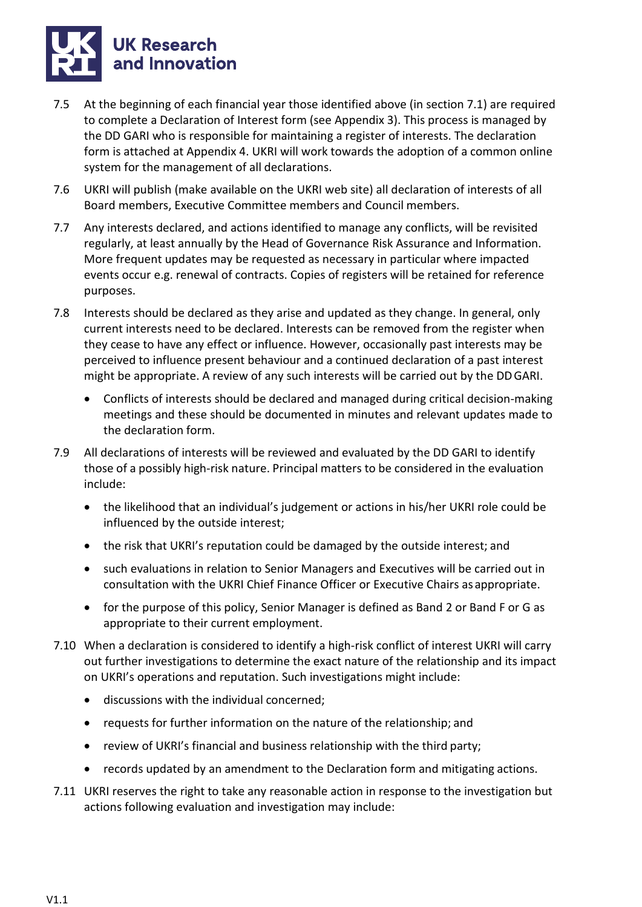7.5 At the beginning of each financial year those identified above (in section 7.1) are required to complete a Declaration of Interest form (see Appendix 3). This process is managed by the DD GARI who is responsible for maintaining a register of interests. The declaration form is attached at Appendix 4. UKRI will work towards the adoption of a common online system for the management of all declarations.

7.6 UKRI will publish (make available on the UKRI web site) all declaration of interests of all Board members, Executive Committee members and Council members.

7.7 Any interests declared, and actions identified to manage any conflicts, will be revisited regularly, at least annually by the Head of Governance Risk Assurance and Information. More frequent updates may be requested as necessary in particular where impacted events occur e.g. renewal of contracts. Copies of registers will be retained for reference purposes.

7.8 Interests should be declared as they arise and updated as they change. In general, only current interests need to be declared. Interests can be removed from the register when they cease to have any effect or influence. However, occasionally past interests may be perceived to influence present behaviour and a continued declaration of a past interest might be appropriate. A review of any such interests will be carried out by the DD GARI.

- Conflicts of interests should be declared and managed during critical decision-making meetings and these should be documented in minutes and relevant updates made to the declaration form.

7.9 All declarations of interests will be reviewed and evaluated by the DD GARI to identify those of a possibly high-risk nature. Principal matters to be considered in the evaluation include:

- the likelihood that an individual's judgement or actions in his/her UKRI role could be influenced by the outside interest;
- the risk that UKRI's reputation could be damaged by the outside interest; and
- such evaluations in relation to Senior Managers and Executives will be carried out in consultation with the UKRI Chief Finance Officer or Executive Chairs as appropriate.
- for the purpose of this policy, Senior Manager is defined as Band 2 or Band F or G as appropriate to their current employment.

7.10 When a declaration is considered to identify a high-risk conflict of interest UKRI will carry out further investigations to determine the exact nature of the relationship and its impact on UKRI's operations and reputation. Such investigations might include:

- discussions with the individual concerned;
- requests for further information on the nature of the relationship; and
- review of UKRI's financial and business relationship with the third party;
- records updated by an amendment to the Declaration form and mitigating actions.

7.11 UKRI reserves the right to take any reasonable action in response to the investigation but actions following evaluation and investigation may include: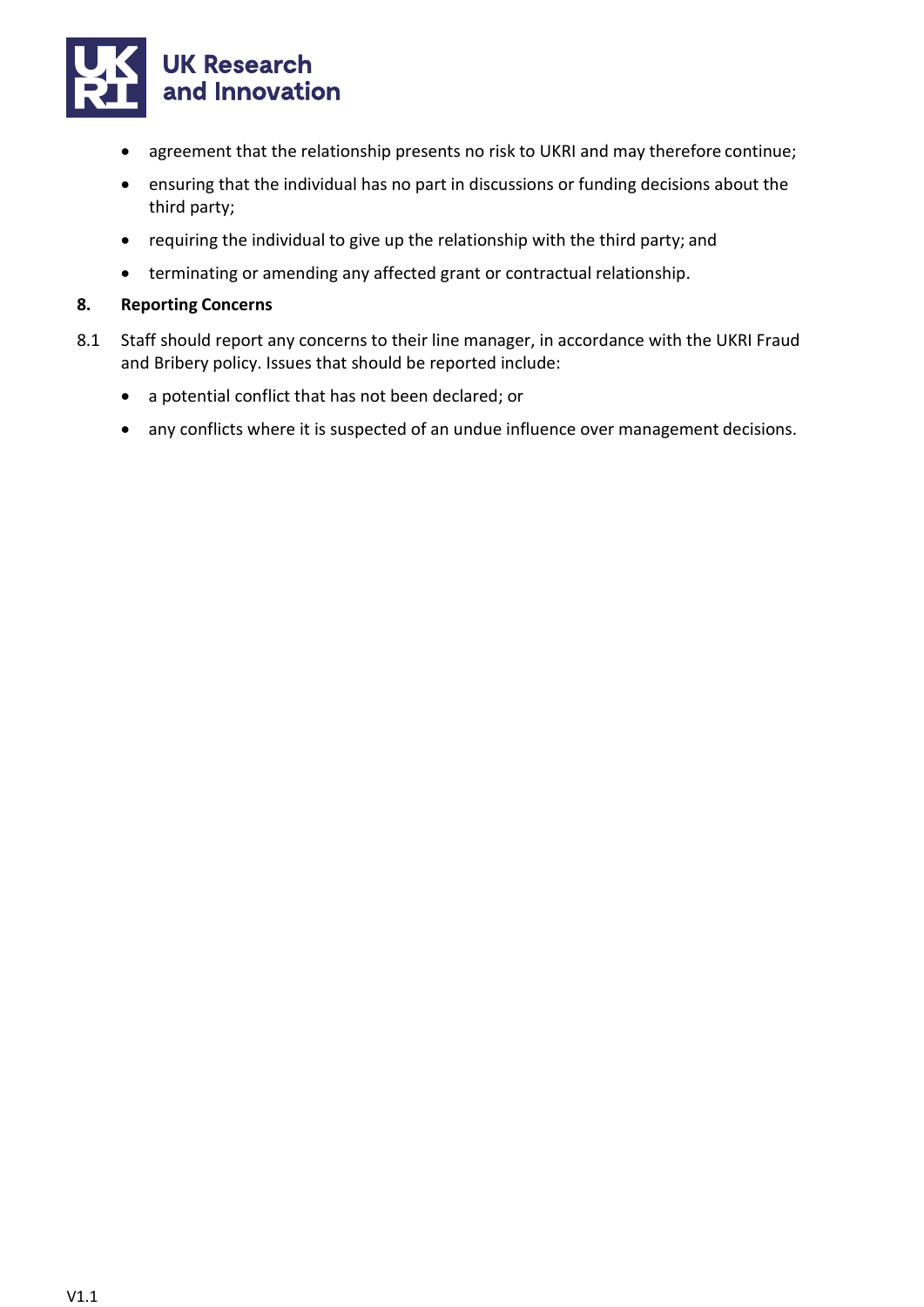- agreement that the relationship presents no risk to UKRI and may therefore continue;
- ensuring that the individual has no part in discussions or funding decisions about the third party;
- requiring the individual to give up the relationship with the third party; and
- terminating or amending any affected grant or contractual relationship.

## 8. Reporting Concerns

8.1 Staff should report any concerns to their line manager, in accordance with the UKRI Fraud and Bribery policy. Issues that should be reported include:

- a potential conflict that has not been declared; or
- any conflicts where it is suspected of an undue influence over management decisions.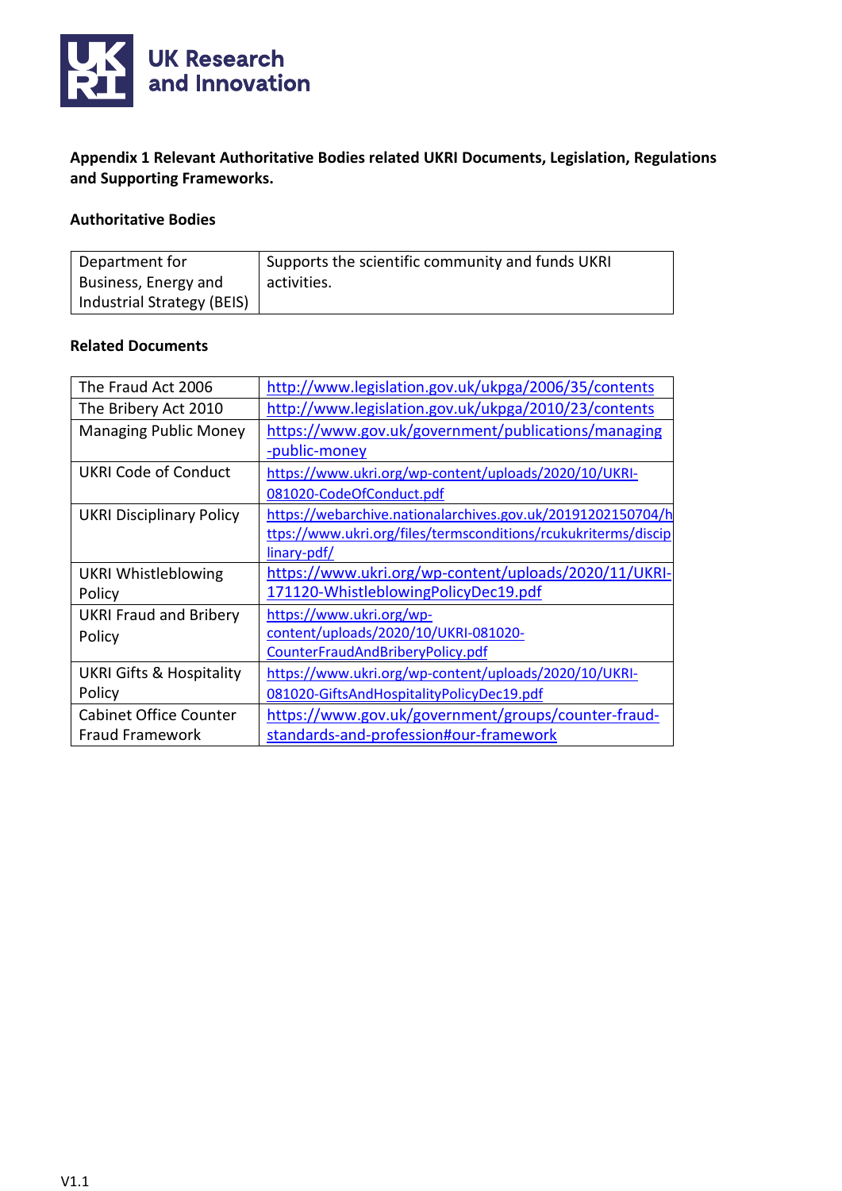**Appendix 1 Relevant Authoritative Bodies related UKRI Documents, Legislation, Regulations and Supporting Frameworks.**

**Authoritative Bodies**

| | |
|---|---|
| Department for Business, Energy and Industrial Strategy (BEIS) | Supports the scientific community and funds UKRI activities. |

**Related Documents**

| | |
|---|---|
| The Fraud Act 2006 | http://www.legislation.gov.uk/ukpga/2006/35/contents |
| The Bribery Act 2010 | http://www.legislation.gov.uk/ukpga/2010/23/contents |
| Managing Public Money | https://www.gov.uk/government/publications/managing-public-money |
| UKRI Code of Conduct | https://www.ukri.org/wp-content/uploads/2020/10/UKRI-081020-CodeOfConduct.pdf |
| UKRI Disciplinary Policy | https://webarchive.nationalarchives.gov.uk/20191202150704/https://www.ukri.org/files/termsconditions/rcukukriterms/disciplinary-pdf/ |
| UKRI Whistleblowing Policy | https://www.ukri.org/wp-content/uploads/2020/11/UKRI-171120-WhistleblowingPolicyDec19.pdf |
| UKRI Fraud and Bribery Policy | https://www.ukri.org/wp-content/uploads/2020/10/UKRI-081020-CounterFraudAndBriberyPolicy.pdf |
| UKRI Gifts & Hospitality Policy | https://www.ukri.org/wp-content/uploads/2020/10/UKRI-081020-GiftsAndHospitalityPolicyDec19.pdf |
| Cabinet Office Counter Fraud Framework | https://www.gov.uk/government/groups/counter-fraud-standards-and-profession#our-framework |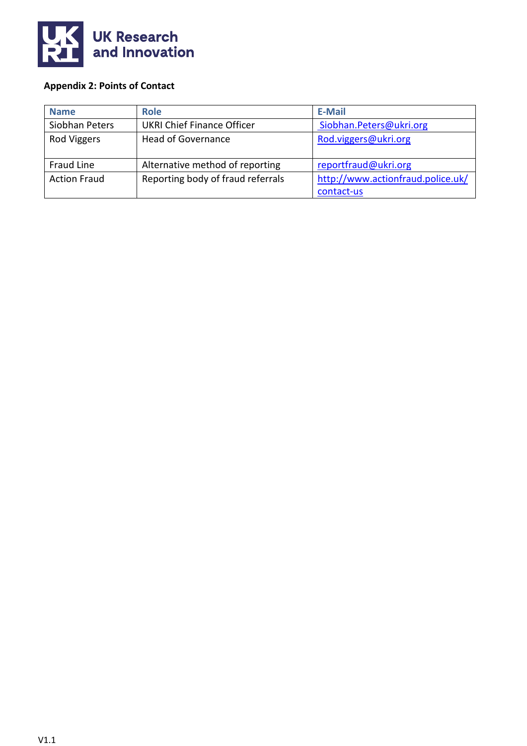**Appendix 2: Points of Contact**

| Name | Role | E-Mail |
| --- | --- | --- |
| Siobhan Peters | UKRI Chief Finance Officer | Siobhan.Peters@ukri.org |
| Rod Viggers | Head of Governance | Rod.viggers@ukri.org |
| Fraud Line | Alternative method of reporting | reportfraud@ukri.org |
| Action Fraud | Reporting body of fraud referrals | http://www.actionfraud.police.uk/contact-us |

V1.1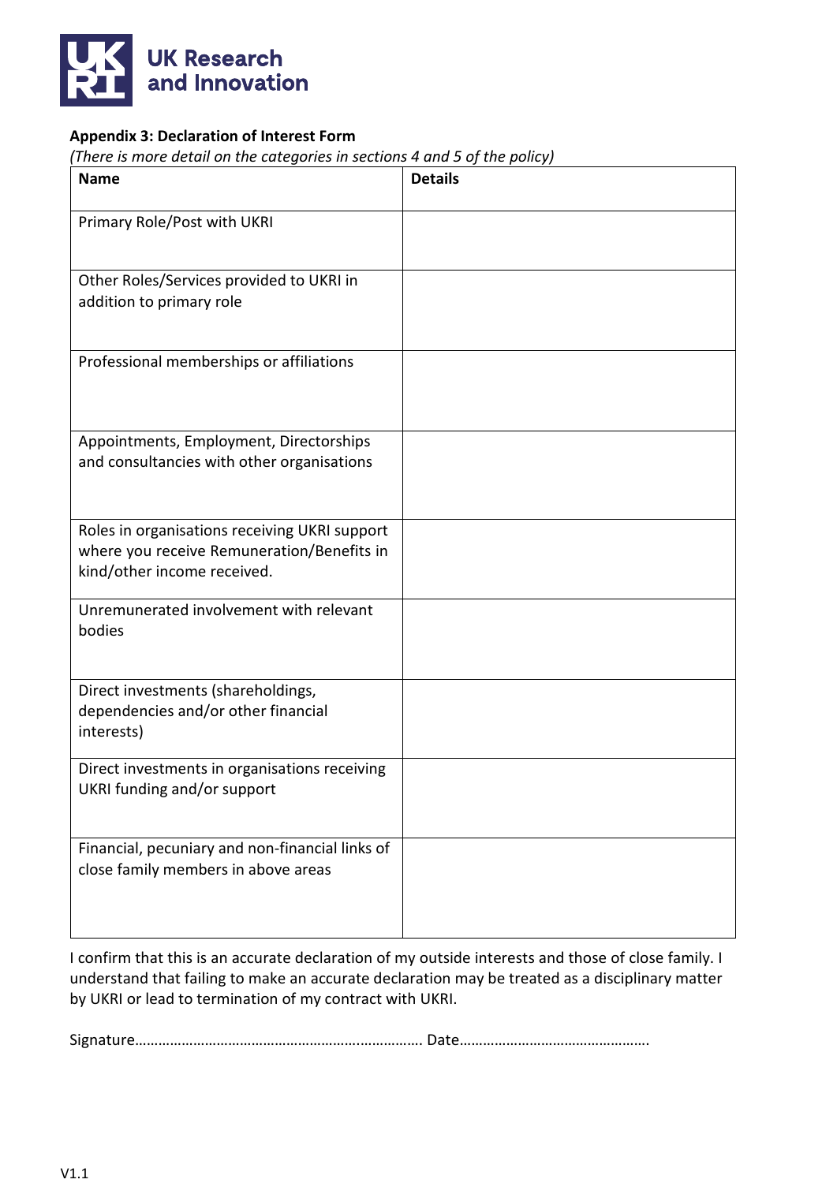**Appendix 3: Declaration of Interest Form**

*(There is more detail on the categories in sections 4 and 5 of the policy)*

| Name | Details |
|---|---|
| Primary Role/Post with UKRI | |
| Other Roles/Services provided to UKRI in addition to primary role | |
| Professional memberships or affiliations | |
| Appointments, Employment, Directorships and consultancies with other organisations | |
| Roles in organisations receiving UKRI support where you receive Remuneration/Benefits in kind/other income received. | |
| Unremunerated involvement with relevant bodies | |
| Direct investments (shareholdings, dependencies and/or other financial interests) | |
| Direct investments in organisations receiving UKRI funding and/or support | |
| Financial, pecuniary and non-financial links of close family members in above areas | |

I confirm that this is an accurate declaration of my outside interests and those of close family. I understand that failing to make an accurate declaration may be treated as a disciplinary matter by UKRI or lead to termination of my contract with UKRI.

Signature………………………………………………………………. Date………………………………………….

V1.1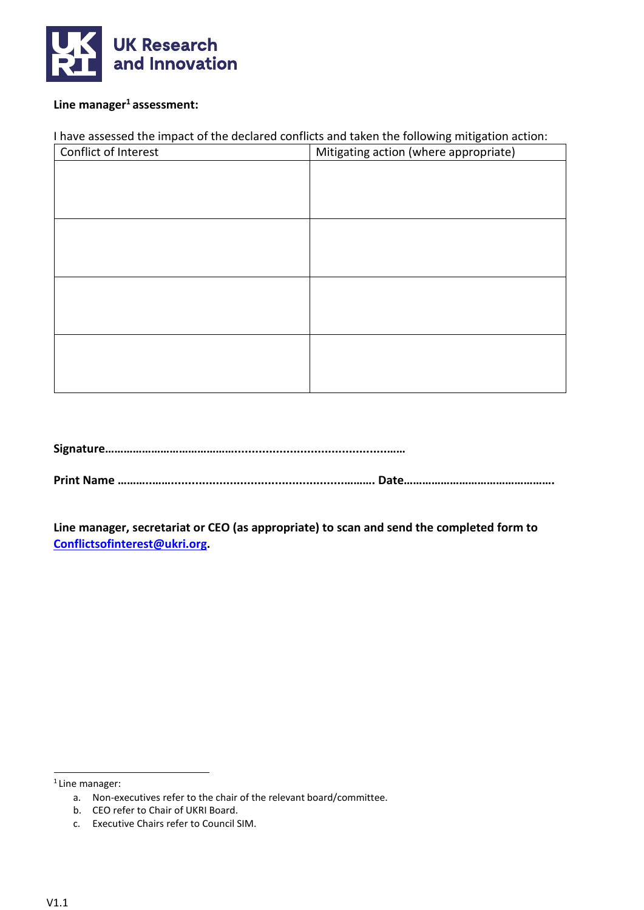**Line manager[1] assessment:**

I have assessed the impact of the declared conflicts and taken the following mitigation action:

| Conflict of Interest | Mitigating action (where appropriate) |
| --- | --- |
| | |
| | |
| | |
| | |

**Signature……………………………………..............................................…**

**Print Name ………..……..........................................................……… Date………………………………………….**

**Line manager, secretariat or CEO (as appropriate) to scan and send the completed form to [Conflictsofinterest@ukri.org](mailto:Conflictsofinterest@ukri.org).**

[1] Line manager:

a. Non-executives refer to the chair of the relevant board/committee.
b. CEO refer to Chair of UKRI Board.
c. Executive Chairs refer to Council SIM.

V1.1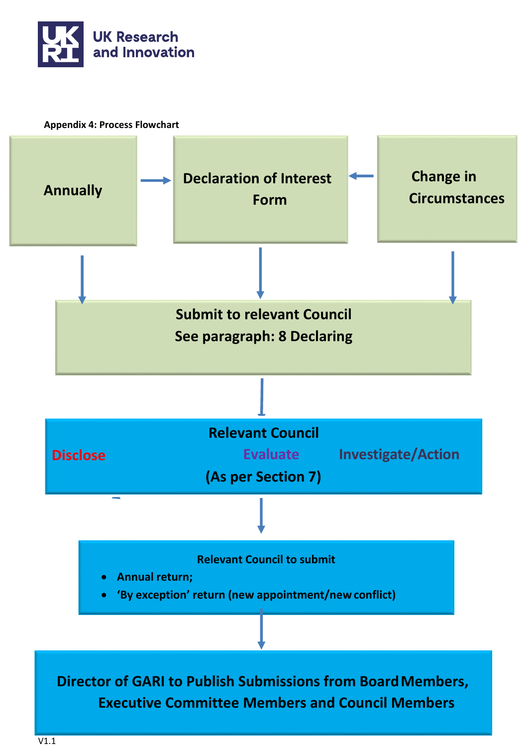Appendix 4: Process Flowchart

**Annually**

**Declaration of Interest Form**

**Change in Circumstances**

**Submit to relevant Council**
**See paragraph: 8 Declaring**

**Relevant Council**

**Disclose** **Evaluate** **Investigate/Action**

**(As per Section 7)**

**Relevant Council to submit**

- **Annual return;**
- **'By exception' return (new appointment/new conflict)**

**Director of GARI to Publish Submissions from Board Members, Executive Committee Members and Council Members**

V1.1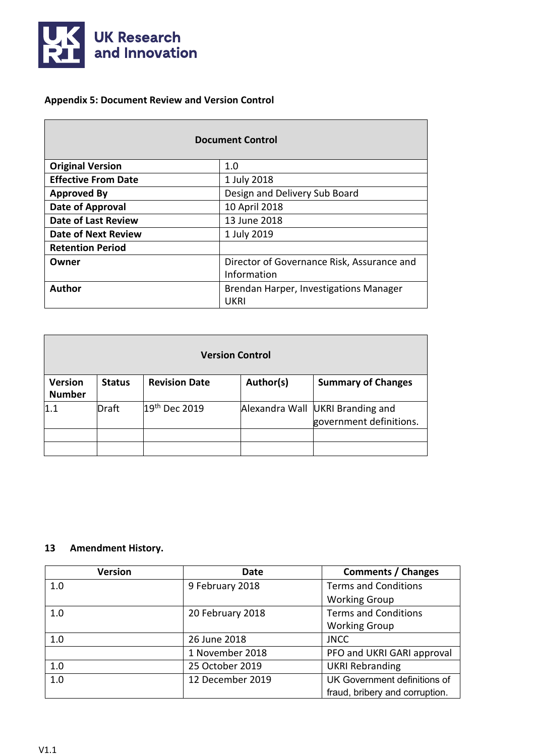UK Research and Innovation

**Appendix 5: Document Review and Version Control**

| **Document Control** | |
|---|---|
| **Original Version** | 1.0 |
| **Effective From Date** | 1 July 2018 |
| **Approved By** | Design and Delivery Sub Board |
| **Date of Approval** | 10 April 2018 |
| **Date of Last Review** | 13 June 2018 |
| **Date of Next Review** | 1 July 2019 |
| **Retention Period** | |
| **Owner** | Director of Governance Risk, Assurance and Information |
| **Author** | Brendan Harper, Investigations Manager UKRI |

| **Version Control** | | | | |
|---|---|---|---|---|
| **Version Number** | **Status** | **Revision Date** | **Author(s)** | **Summary of Changes** |
| 1.1 | Draft | 19th Dec 2019 | Alexandra Wall | UKRI Branding and government definitions. |
| | | | | |
| | | | | |

## 13 Amendment History.

| Version | Date | Comments / Changes |
|---|---|---|
| 1.0 | 9 February 2018 | Terms and Conditions Working Group |
| 1.0 | 20 February 2018 | Terms and Conditions Working Group |
| 1.0 | 26 June 2018 | JNCC |
| | 1 November 2018 | PFO and UKRI GARI approval |
| 1.0 | 25 October 2019 | UKRI Rebranding |
| 1.0 | 12 December 2019 | UK Government definitions of fraud, bribery and corruption. |

V1.1